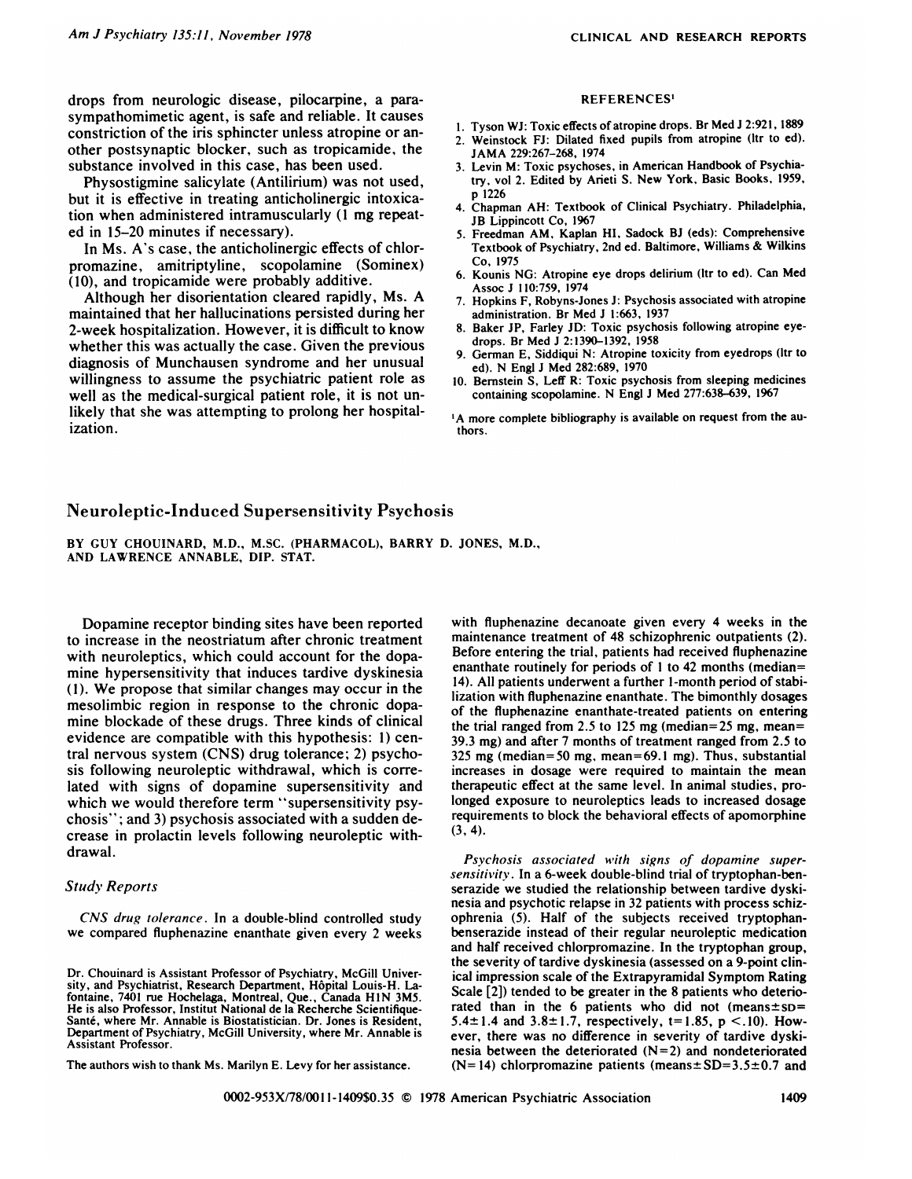drops from neurologic disease, pilocarpine, a parasympathomimetic agent, is safe and reliable. It causes constriction of the iris sphincter unless atropine or another postsynaptic blocker, such as tropicamide, the substance involved in this case, has been used.

Physostigmine salicylate (Antilirium) was not used, but it is effective in treating anticholinergic intoxication when administered intramuscularly (1 mg repeated in 15–20 minutes if necessary).

In Ms. A's case, the anticholinergic effects of chlorpromazine, amitriptyline, scopolamine (Sominex) (10), and tropicamide were probably additive.

Although her disorientation cleared rapidly, Ms. A maintained that her hallucinations persisted during her 2-week hospitalization. However, it is difficult to know whether this was actually the case. Given the previous diagnosis of Munchausen syndrome and her unusual willingness to assume the psychiatric patient role as well as the medical-surgical patient role, it is not unlikely that she was attempting to prolong her hospitalization.

#### REFERENCES[1]

1. Tyson WJ: Toxic effects of atropine drops. Br Med J 2:921, 1889
2. Weinstock FJ: Dilated fixed pupils from atropine (ltr to ed). JAMA 229:267–268, 1974
3. Levin M: Toxic psychoses, in American Handbook of Psychiatry, vol 2. Edited by Arieti S. New York, Basic Books, 1959, p 1226
4. Chapman AH: Textbook of Clinical Psychiatry. Philadelphia, JB Lippincott Co, 1967
5. Freedman AM, Kaplan HI, Sadock BJ (eds): Comprehensive Textbook of Psychiatry, 2nd ed. Baltimore, Williams & Wilkins Co, 1975
6. Kounis NG: Atropine eye drops delirium (ltr to ed). Can Med Assoc J 110:759, 1974
7. Hopkins F, Robyns-Jones J: Psychosis associated with atropine administration. Br Med J 1:663, 1937
8. Baker JP, Farley JD: Toxic psychosis following atropine eyedrops. Br Med J 2:1390–1392, 1958
9. German E, Siddiqui N: Atropine toxicity from eyedrops (ltr to ed). N Engl J Med 282:689, 1970
10. Bernstein S, Leff R: Toxic psychosis from sleeping medicines containing scopolamine. N Engl J Med 277:638–639, 1967

[1] A more complete bibliography is available on request from the authors.

## Neuroleptic-Induced Supersensitivity Psychosis

BY GUY CHOUINARD, M.D., M.SC. (PHARMACOL), BARRY D. JONES, M.D., AND LAWRENCE ANNABLE, DIP. STAT.

Dopamine receptor binding sites have been reported to increase in the neostriatum after chronic treatment with neuroleptics, which could account for the dopamine hypersensitivity that induces tardive dyskinesia (1). We propose that similar changes may occur in the mesolimbic region in response to the chronic dopamine blockade of these drugs. Three kinds of clinical evidence are compatible with this hypothesis: 1) central nervous system (CNS) drug tolerance; 2) psychosis following neuroleptic withdrawal, which is correlated with signs of dopamine supersensitivity and which we would therefore term "supersensitivity psychosis"; and 3) psychosis associated with a sudden decrease in prolactin levels following neuroleptic withdrawal.

### Study Reports

*CNS drug tolerance.* In a double-blind controlled study we compared fluphenazine enanthate given every 2 weeks with fluphenazine decanoate given every 4 weeks in the maintenance treatment of 48 schizophrenic outpatients (2). Before entering the trial, patients had received fluphenazine enanthate routinely for periods of 1 to 42 months (median=14). All patients underwent a further 1-month period of stabilization with fluphenazine enanthate. The bimonthly dosages of the fluphenazine enanthate-treated patients on entering the trial ranged from 2.5 to 125 mg (median=25 mg, mean=39.3 mg) and after 7 months of treatment ranged from 2.5 to 325 mg (median=50 mg, mean=69.1 mg). Thus, substantial increases in dosage were required to maintain the mean therapeutic effect at the same level. In animal studies, prolonged exposure to neuroleptics leads to increased dosage requirements to block the behavioral effects of apomorphine (3, 4).

*Psychosis associated with signs of dopamine supersensitivity.* In a 6-week double-blind trial of tryptophan-benserazide we studied the relationship between tardive dyskinesia and psychotic relapse in 32 patients with process schizophrenia (5). Half of the subjects received tryptophan-benserazide instead of their regular neuroleptic medication and half received chlorpromazine. In the tryptophan group, the severity of tardive dyskinesia (assessed on a 9-point clinical impression scale of the Extrapyramidal Symptom Rating Scale [2]) tended to be greater in the 8 patients who deteriorated than in the 6 patients who did not (means±SD= 5.4±1.4 and 3.8±1.7, respectively, $t=1.85$, $p<.10$). However, there was no difference in severity of tardive dyskinesia between the deteriorated (N=2) and nondeteriorated (N=14) chlorpromazine patients (means±SD=3.5±0.7 and

Dr. Chouinard is Assistant Professor of Psychiatry, McGill University, and Psychiatrist, Research Department, Hôpital Louis-H. Lafontaine, 7401 rue Hochelaga, Montreal, Que., Canada H1N 3M5. He is also Professor, Institut National de la Recherche Scientifique-Santé, where Mr. Annable is Biostatistician. Dr. Jones is Resident, Department of Psychiatry, McGill University, where Mr. Annable is Assistant Professor.

The authors wish to thank Ms. Marilyn E. Levy for her assistance.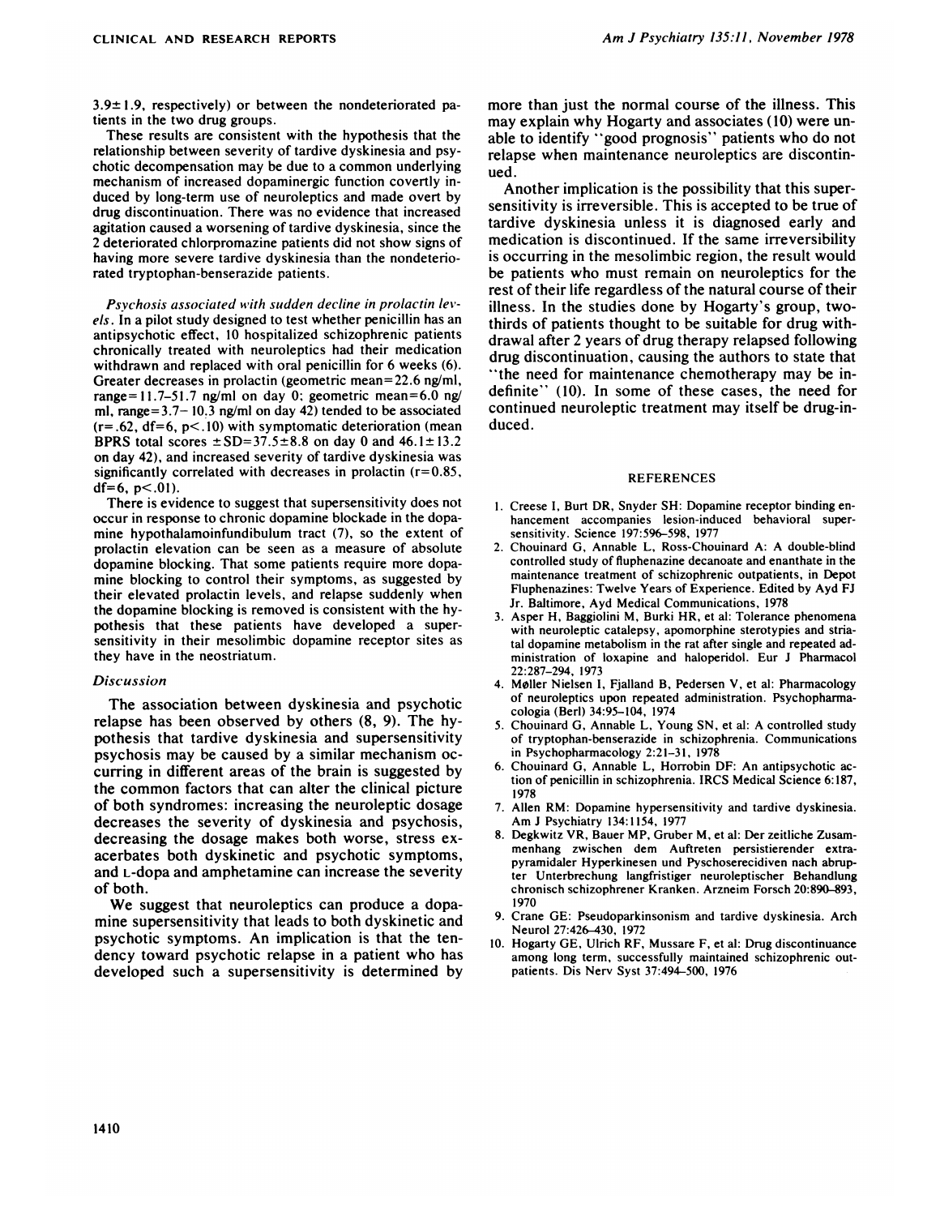3.9±1.9, respectively) or between the nondeteriorated patients in the two drug groups.

These results are consistent with the hypothesis that the relationship between severity of tardive dyskinesia and psychotic decompensation may be due to a common underlying mechanism of increased dopaminergic function covertly induced by long-term use of neuroleptics and made overt by drug discontinuation. There was no evidence that increased agitation caused a worsening of tardive dyskinesia, since the 2 deteriorated chlorpromazine patients did not show signs of having more severe tardive dyskinesia than the nondeteriorated tryptophan-benserazide patients.

*Psychosis associated with sudden decline in prolactin levels.* In a pilot study designed to test whether penicillin has an antipsychotic effect, 10 hospitalized schizophrenic patients chronically treated with neuroleptics had their medication withdrawn and replaced with oral penicillin for 6 weeks (6). Greater decreases in prolactin (geometric mean=22.6 ng/ml, range=11.7–51.7 ng/ml on day 0; geometric mean=6.0 ng/ml, range=3.7–10.3 ng/ml on day 42) tended to be associated ($r=.62$, $df=6$, $p<.10$) with symptomatic deterioration (mean BPRS total scores ±SD=37.5±8.8 on day 0 and 46.1±13.2 on day 42), and increased severity of tardive dyskinesia was significantly correlated with decreases in prolactin ($r=0.85$, $df=6$, $p<.01$).

There is evidence to suggest that supersensitivity does not occur in response to chronic dopamine blockade in the dopamine hypothalamoinfundibulum tract (7), so the extent of prolactin elevation can be seen as a measure of absolute dopamine blocking. That some patients require more dopamine blocking to control their symptoms, as suggested by their elevated prolactin levels, and relapse suddenly when the dopamine blocking is removed is consistent with the hypothesis that these patients have developed a supersensitivity in their mesolimbic dopamine receptor sites as they have in the neostriatum.

### *Discussion*

The association between dyskinesia and psychotic relapse has been observed by others (8, 9). The hypothesis that tardive dyskinesia and supersensitivity psychosis may be caused by a similar mechanism occurring in different areas of the brain is suggested by the common factors that can alter the clinical picture of both syndromes: increasing the neuroleptic dosage decreases the severity of dyskinesia and psychosis, decreasing the dosage makes both worse, stress exacerbates both dyskinetic and psychotic symptoms, and L-dopa and amphetamine can increase the severity of both.

We suggest that neuroleptics can produce a dopamine supersensitivity that leads to both dyskinetic and psychotic symptoms. An implication is that the tendency toward psychotic relapse in a patient who has developed such a supersensitivity is determined by more than just the normal course of the illness. This may explain why Hogarty and associates (10) were unable to identify "good prognosis" patients who do not relapse when maintenance neuroleptics are discontinued.

Another implication is the possibility that this supersensitivity is irreversible. This is accepted to be true of tardive dyskinesia unless it is diagnosed early and medication is discontinued. If the same irreversibility is occurring in the mesolimbic region, the result would be patients who must remain on neuroleptics for the rest of their life regardless of the natural course of their illness. In the studies done by Hogarty's group, two-thirds of patients thought to be suitable for drug withdrawal after 2 years of drug therapy relapsed following drug discontinuation, causing the authors to state that "the need for maintenance chemotherapy may be indefinite" (10). In some of these cases, the need for continued neuroleptic treatment may itself be drug-induced.

## REFERENCES

1. Creese I, Burt DR, Snyder SH: Dopamine receptor binding enhancement accompanies lesion-induced behavioral supersensitivity. Science 197:596–598, 1977
2. Chouinard G, Annable L, Ross-Chouinard A: A double-blind controlled study of fluphenazine decanoate and enanthate in the maintenance treatment of schizophrenic outpatients, in Depot Fluphenazines: Twelve Years of Experience. Edited by Ayd FJ Jr. Baltimore, Ayd Medical Communications, 1978
3. Asper H, Baggiolini M, Burki HR, et al: Tolerance phenomena with neuroleptic catalepsy, apomorphine sterotypies and striatal dopamine metabolism in the rat after single and repeated administration of loxapine and haloperidol. Eur J Pharmacol 22:287–294, 1973
4. Møller Nielsen I, Fjalland B, Pedersen V, et al: Pharmacology of neuroleptics upon repeated administration. Psychopharmacologia (Berl) 34:95–104, 1974
5. Chouinard G, Annable L, Young SN, et al: A controlled study of tryptophan-benserazide in schizophrenia. Communications in Psychopharmacology 2:21–31, 1978
6. Chouinard G, Annable L, Horrobin DF: An antipsychotic action of penicillin in schizophrenia. IRCS Medical Science 6:187, 1978
7. Allen RM: Dopamine hypersensitivity and tardive dyskinesia. Am J Psychiatry 134:1154, 1977
8. Degkwitz VR, Bauer MP, Gruber M, et al: Der zeitliche Zusammenhang zwischen dem Auftreten persistierender extrapyramidaler Hyperkinesen und Pyschoserecidiven nach abrupter Unterbrechung langfristiger neuroleptischer Behandlung chronisch schizophrener Kranken. Arzneim Forsch 20:890–893, 1970
9. Crane GE: Pseudoparkinsonism and tardive dyskinesia. Arch Neurol 27:426–430, 1972
10. Hogarty GE, Ulrich RF, Mussare F, et al: Drug discontinuance among long term, successfully maintained schizophrenic outpatients. Dis Nerv Syst 37:494–500, 1976